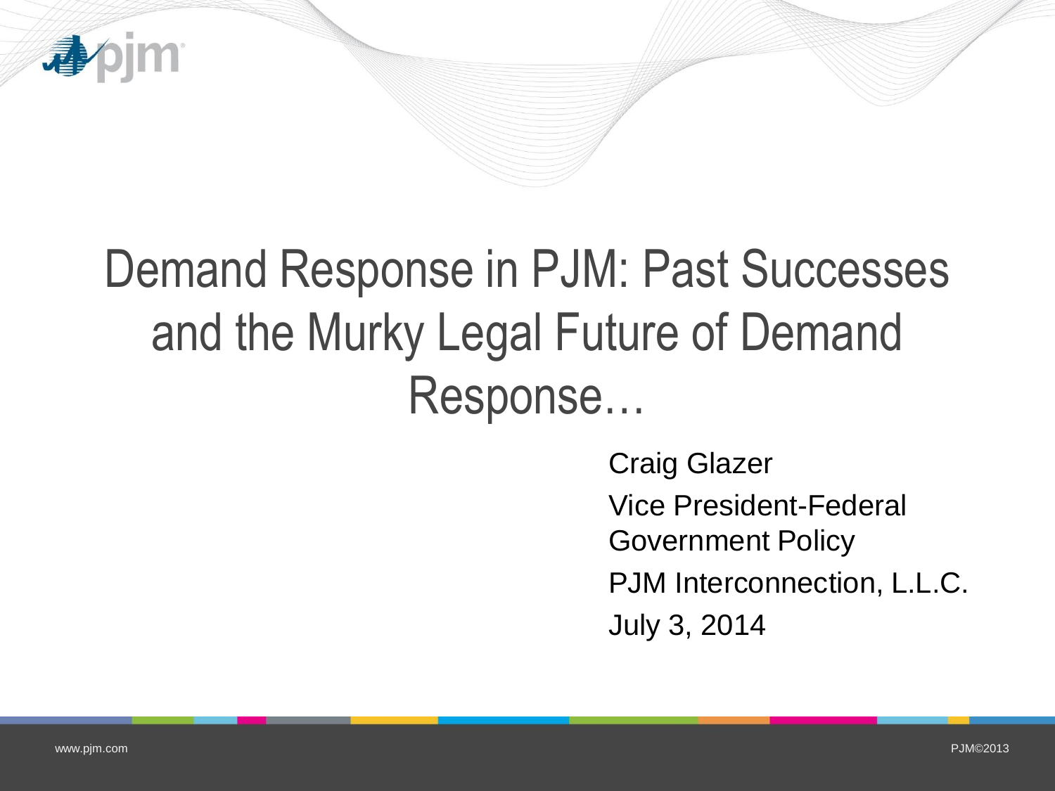# Demand Response in PJM: Past Successes and the Murky Legal Future of Demand Response…

Craig Glazer

Vice President-Federal Government Policy

PJM Interconnection, L.L.C.

July 3, 2014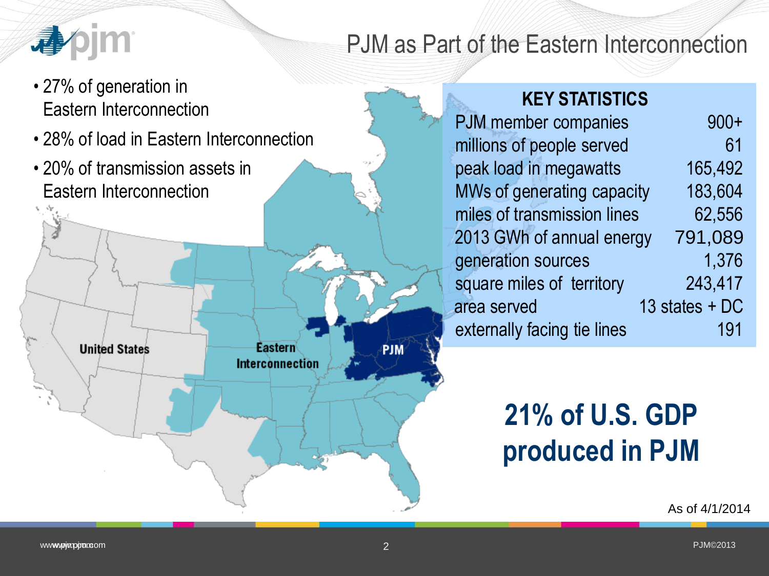# PJM as Part of the Eastern Interconnection

- 27% of generation in Eastern Interconnection
- 28% of load in Eastern Interconnection
- 20% of transmission assets in Eastern Interconnection

United States

Eastern Interconnection

PJM

| KEY STATISTICS | |
|---|---|
| PJM member companies | 900+ |
| millions of people served | 61 |
| peak load in megawatts | 165,492 |
| MWs of generating capacity | 183,604 |
| miles of transmission lines | 62,556 |
| 2013 GWh of annual energy | 791,089 |
| generation sources | 1,376 |
| square miles of territory | 243,417 |
| area served | 13 states + DC |
| externally facing tie lines | 191 |

**21% of U.S. GDP produced in PJM**

As of 4/1/2014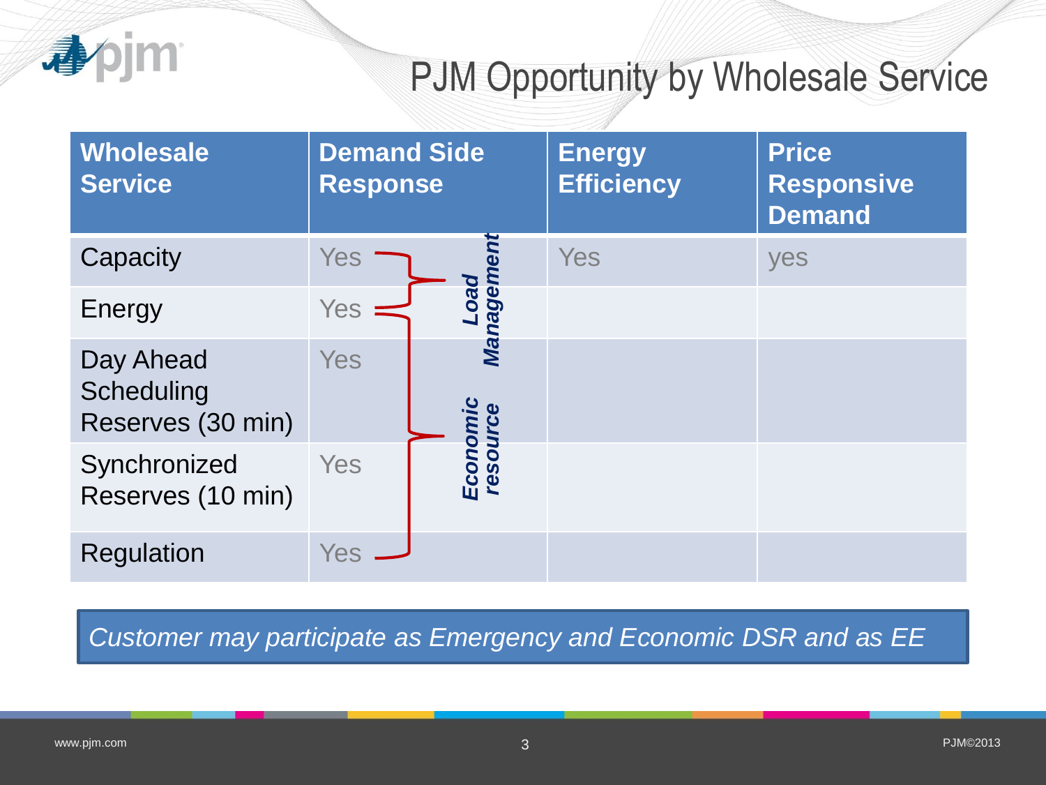# PJM Opportunity by Wholesale Service

| Wholesale Service | Demand Side Response | Energy Efficiency | Price Responsive Demand |
| --- | --- | --- | --- |
| Capacity | Yes | Yes | yes |
| Energy | Yes | | |
| Day Ahead Scheduling Reserves (30 min) | Yes | | |
| Synchronized Reserves (10 min) | Yes | | |
| Regulation | Yes | | |

*Load Management* (Capacity, Energy)

*Economic resource* (Energy, Day Ahead Scheduling Reserves, Synchronized Reserves, Regulation)

*Customer may participate as Emergency and Economic DSR and as EE*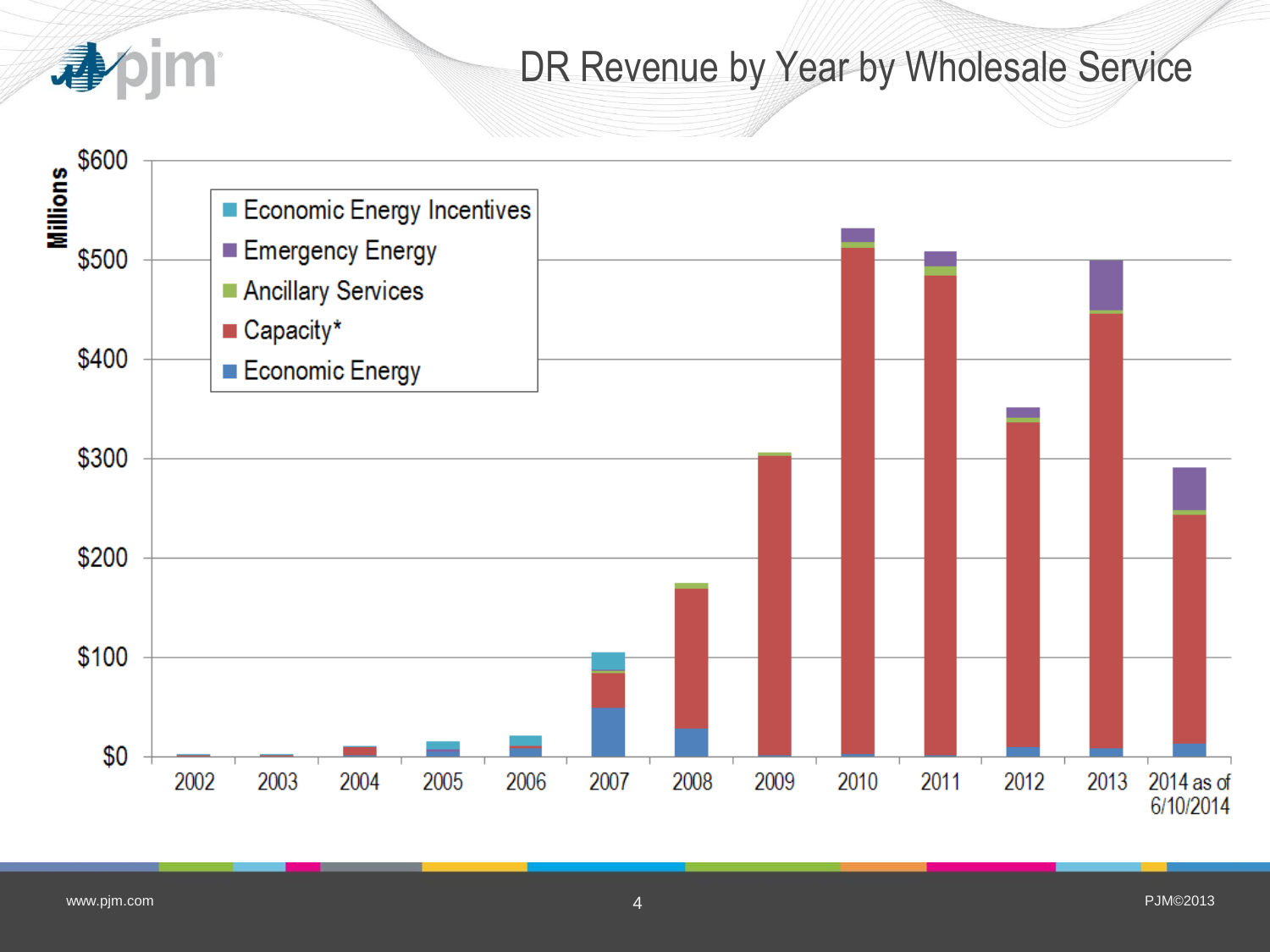# DR Revenue by Year by Wholesale Service

Millions

$600
$500
$400
$300
$200
$100
$0

- Economic Energy Incentives
- Emergency Energy
- Ancillary Services
- Capacity*
- Economic Energy

2002 2003 2004 2005 2006 2007 2008 2009 2010 2011 2012 2013 2014 as of 6/10/2014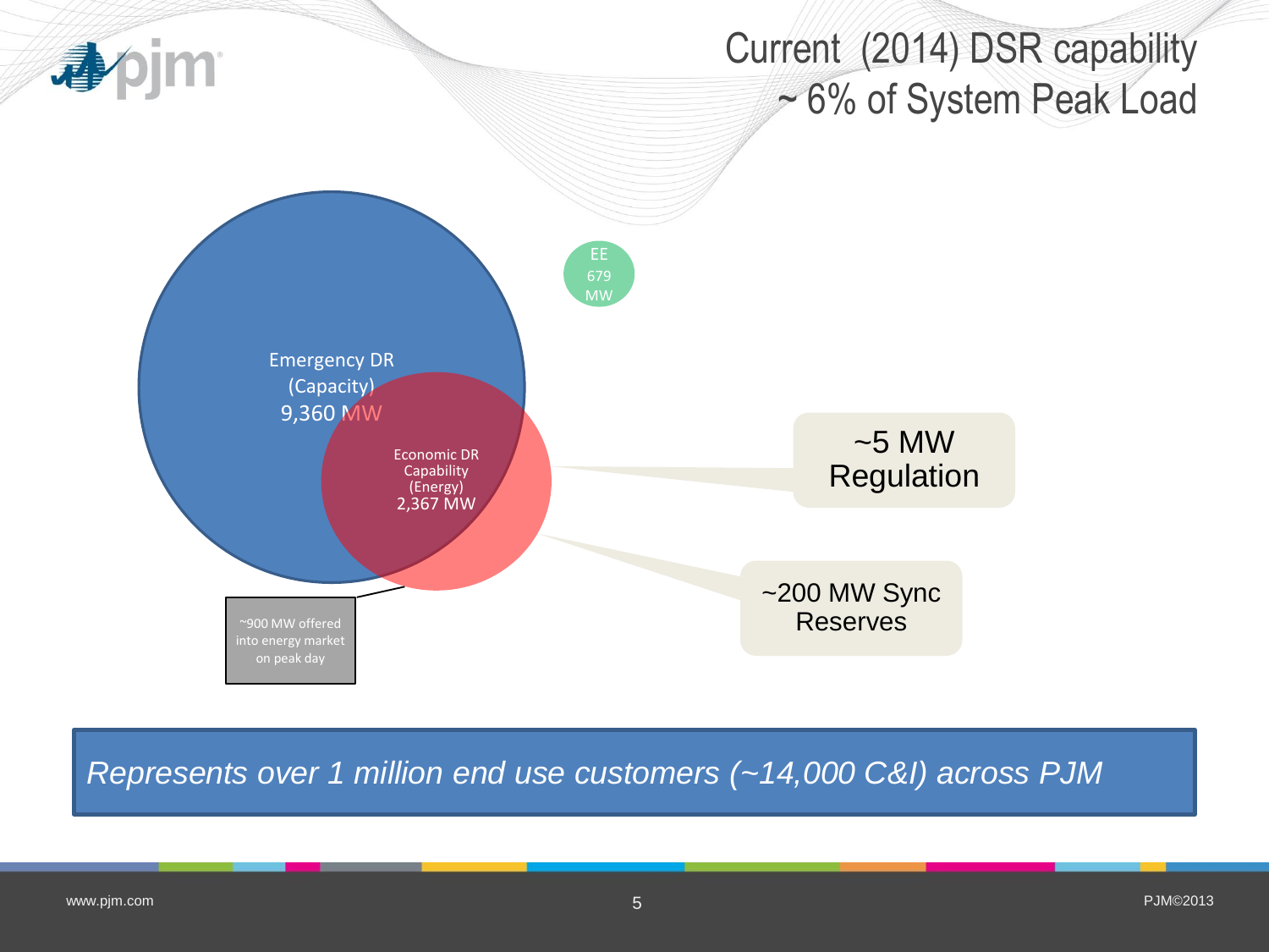# Current (2014) DSR capability ~ 6% of System Peak Load

Emergency DR (Capacity) 9,360 MW

Economic DR Capability (Energy) 2,367 MW

EE 679 MW

~900 MW offered into energy market on peak day

~5 MW Regulation

~200 MW Sync Reserves

*Represents over 1 million end use customers (~14,000 C&I) across PJM*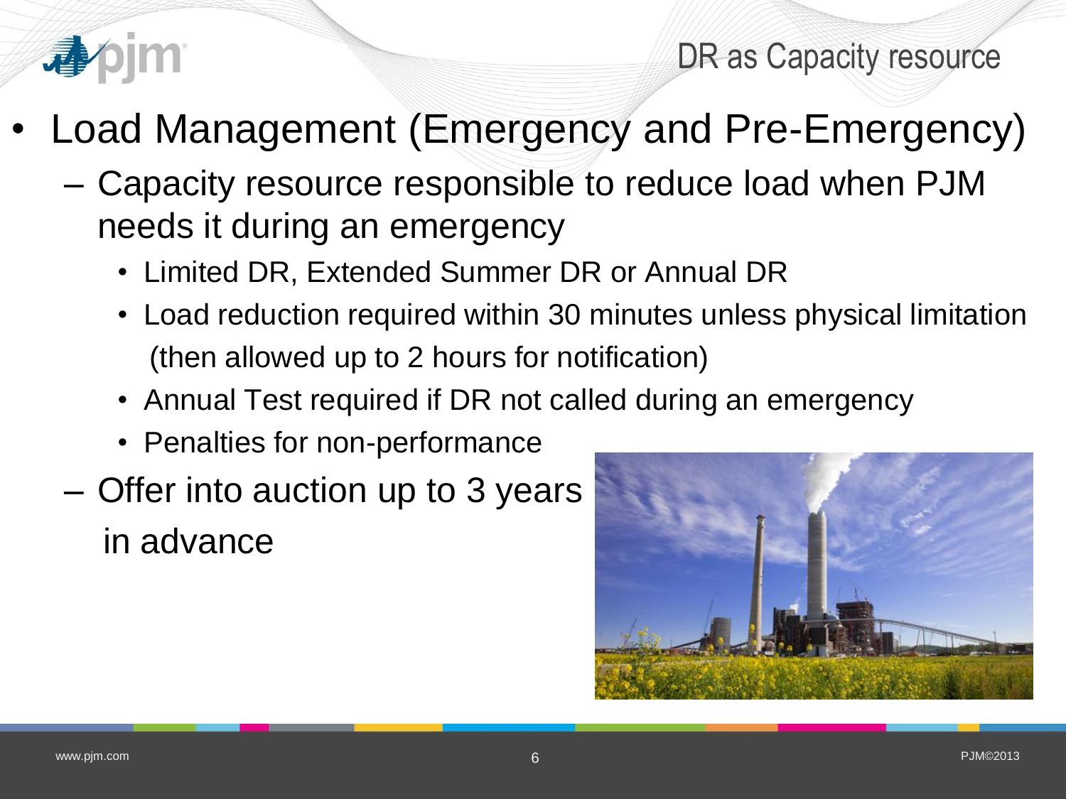## DR as Capacity resource

- Load Management (Emergency and Pre-Emergency)
  - Capacity resource responsible to reduce load when PJM needs it during an emergency
    - Limited DR, Extended Summer DR or Annual DR
    - Load reduction required within 30 minutes unless physical limitation (then allowed up to 2 hours for notification)
    - Annual Test required if DR not called during an emergency
    - Penalties for non-performance
  - Offer into auction up to 3 years in advance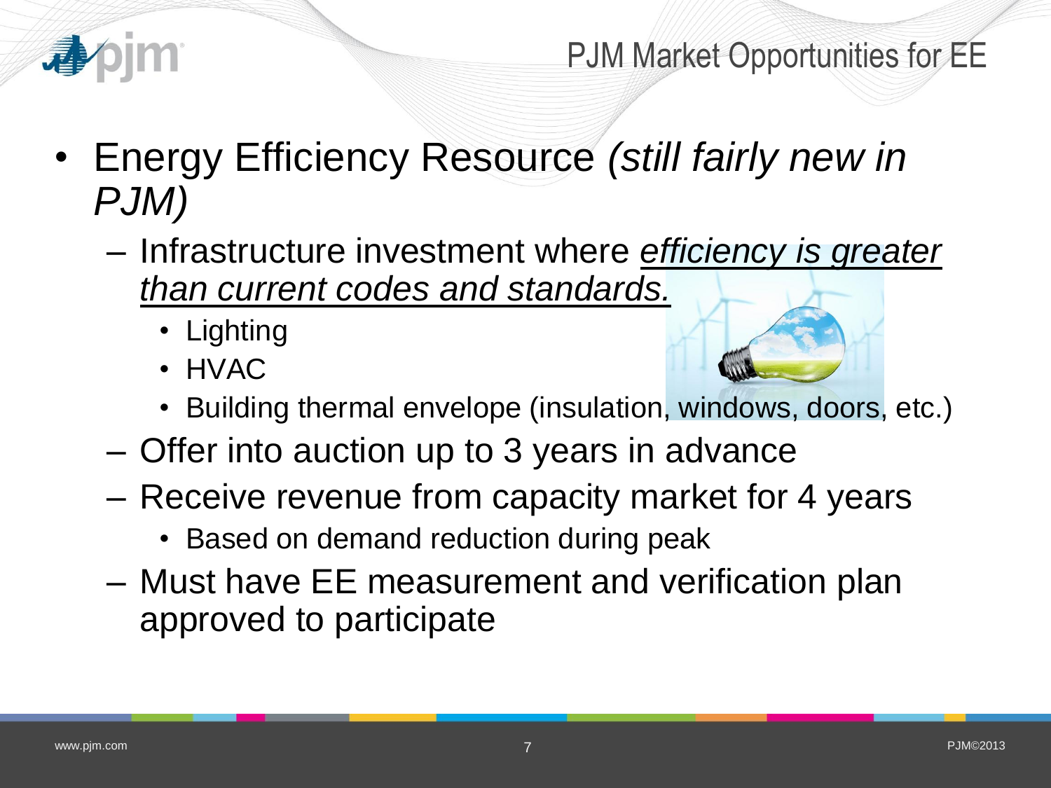# PJM Market Opportunities for EE

- Energy Efficiency Resource *(still fairly new in PJM)*
  - Infrastructure investment where *efficiency is greater than current codes and standards.*
    - Lighting
    - HVAC
    - Building thermal envelope (insulation, windows, doors, etc.)
  - Offer into auction up to 3 years in advance
  - Receive revenue from capacity market for 4 years
    - Based on demand reduction during peak
  - Must have EE measurement and verification plan approved to participate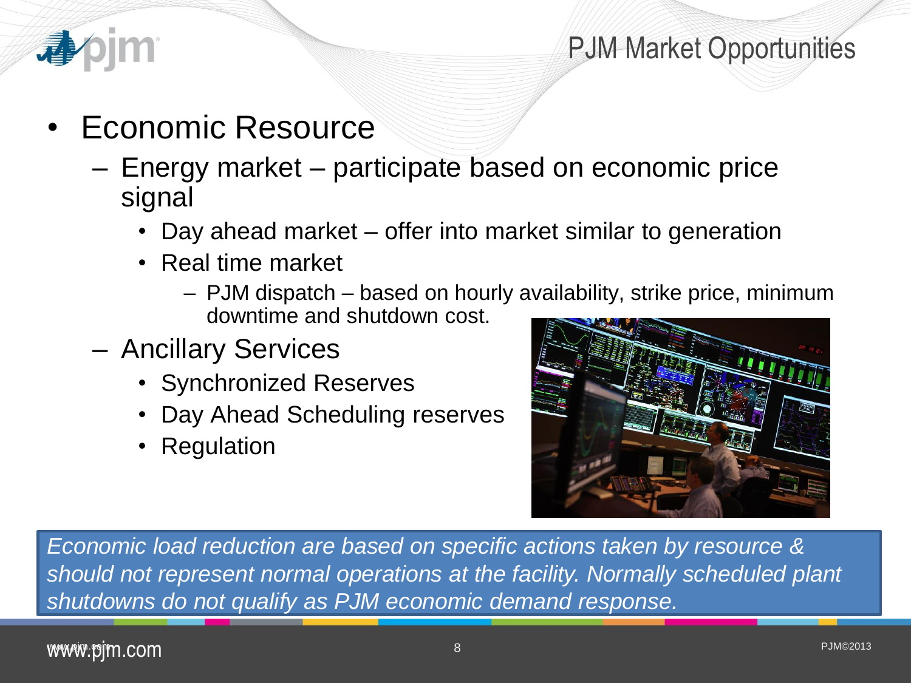# PJM Market Opportunities

- Economic Resource
  - Energy market – participate based on economic price signal
    - Day ahead market – offer into market similar to generation
    - Real time market
      - PJM dispatch – based on hourly availability, strike price, minimum downtime and shutdown cost.
  - Ancillary Services
    - Synchronized Reserves
    - Day Ahead Scheduling reserves
    - Regulation

*Economic load reduction are based on specific actions taken by resource & should not represent normal operations at the facility. Normally scheduled plant shutdowns do not qualify as PJM economic demand response.*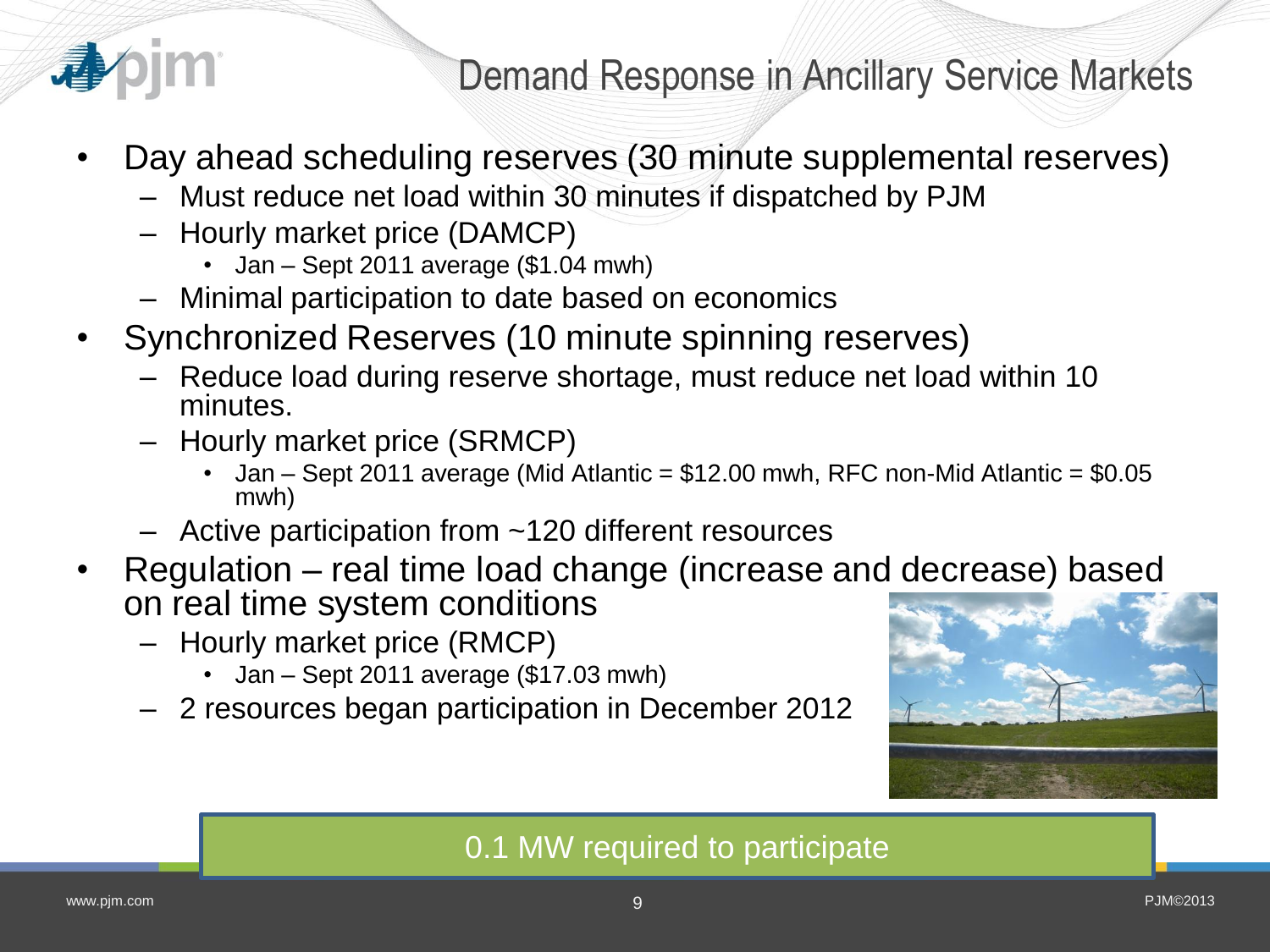# Demand Response in Ancillary Service Markets

- Day ahead scheduling reserves (30 minute supplemental reserves)
  - Must reduce net load within 30 minutes if dispatched by PJM
  - Hourly market price (DAMCP)
    - Jan – Sept 2011 average ($1.04 mwh)
  - Minimal participation to date based on economics
- Synchronized Reserves (10 minute spinning reserves)
  - Reduce load during reserve shortage, must reduce net load within 10 minutes.
  - Hourly market price (SRMCP)
    - Jan – Sept 2011 average (Mid Atlantic = $12.00 mwh, RFC non-Mid Atlantic = $0.05 mwh)
  - Active participation from ~120 different resources
- Regulation – real time load change (increase and decrease) based on real time system conditions
  - Hourly market price (RMCP)
    - Jan – Sept 2011 average ($17.03 mwh)
  - 2 resources began participation in December 2012

0.1 MW required to participate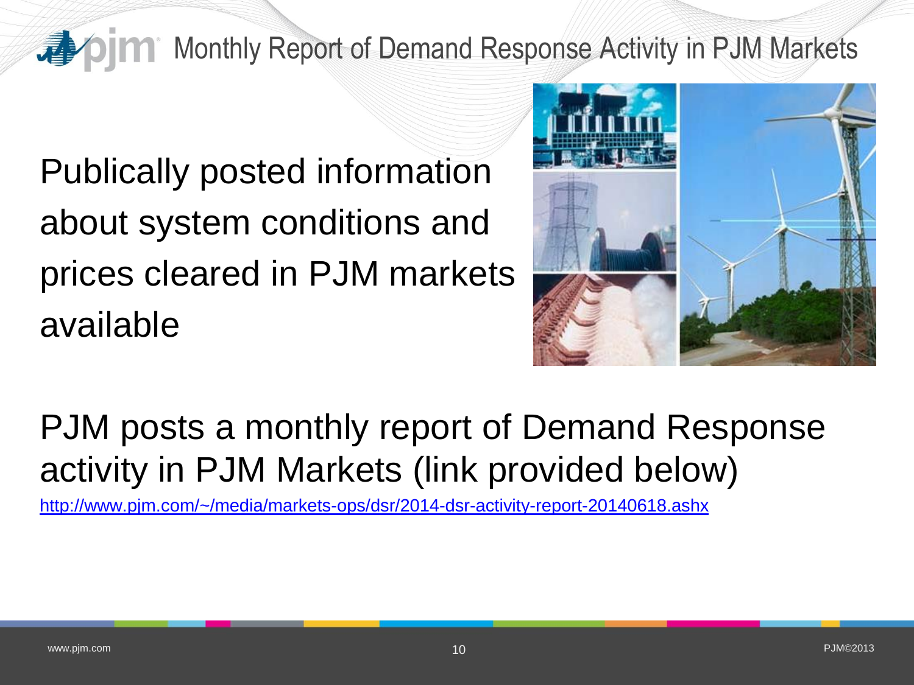# Monthly Report of Demand Response Activity in PJM Markets

Publically posted information about system conditions and prices cleared in PJM markets available

PJM posts a monthly report of Demand Response activity in PJM Markets (link provided below)

http://www.pjm.com/~/media/markets-ops/dsr/2014-dsr-activity-report-20140618.ashx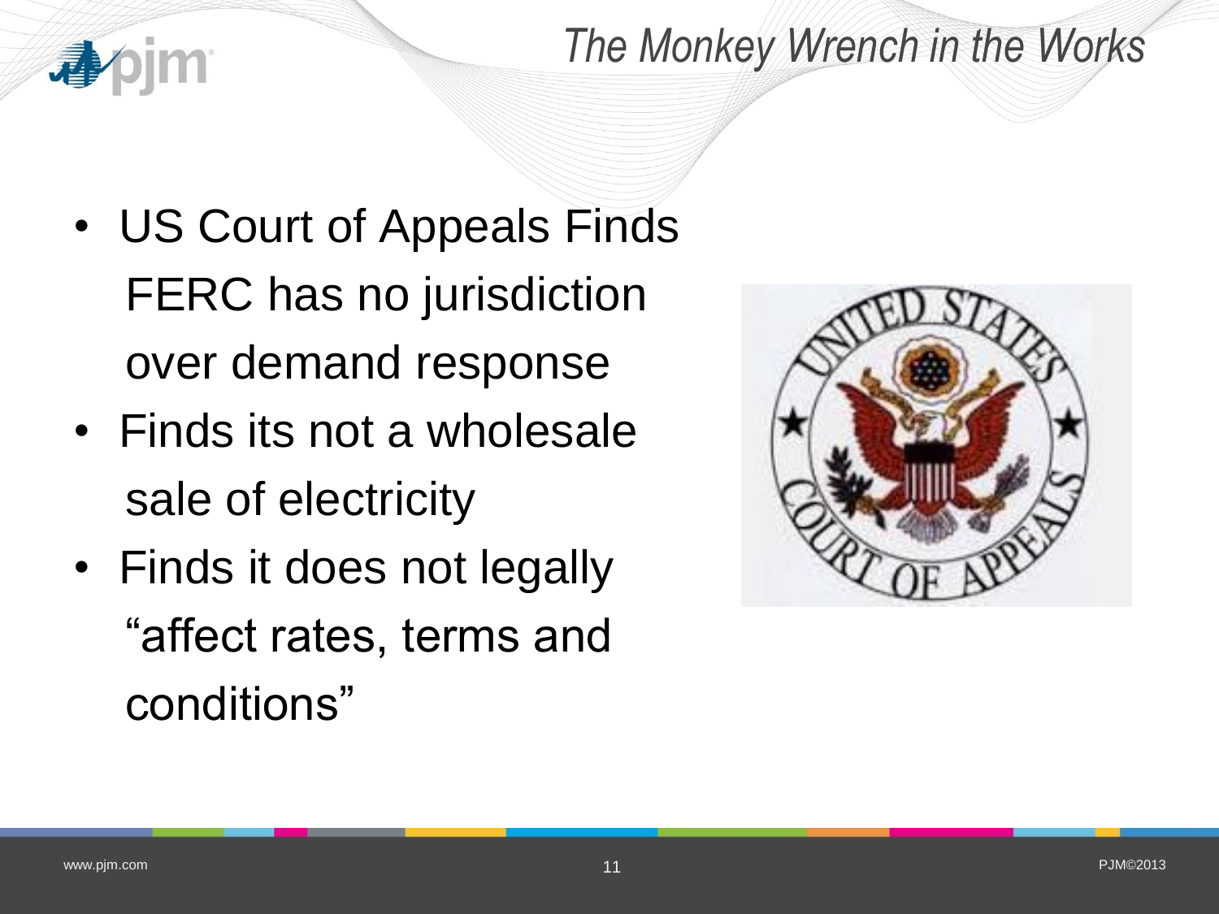# The Monkey Wrench in the Works

- US Court of Appeals Finds FERC has no jurisdiction over demand response
- Finds its not a wholesale sale of electricity
- Finds it does not legally "affect rates, terms and conditions"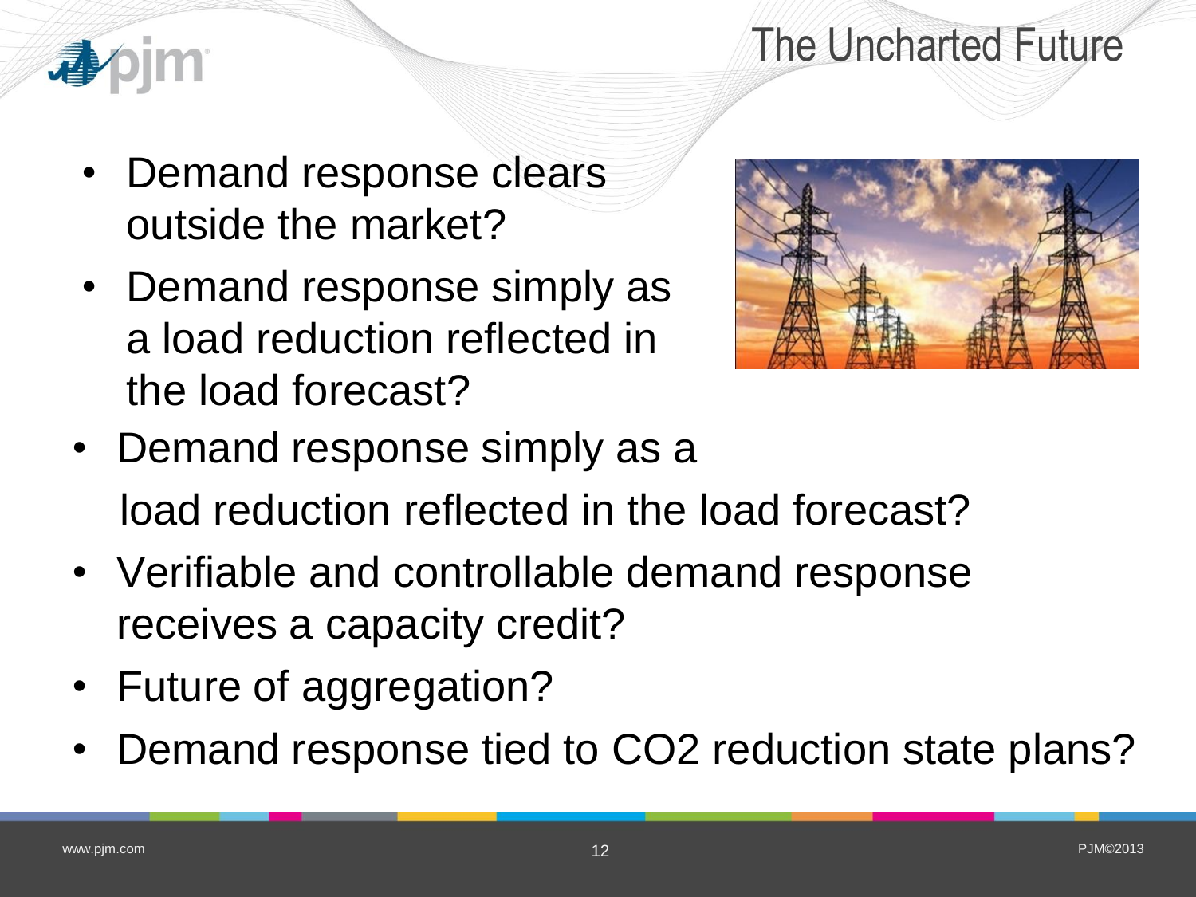# The Uncharted Future

- Demand response clears outside the market?
- Demand response simply as a load reduction reflected in the load forecast?
- Demand response simply as a load reduction reflected in the load forecast?
- Verifiable and controllable demand response receives a capacity credit?
- Future of aggregation?
- Demand response tied to $CO_2$ reduction state plans?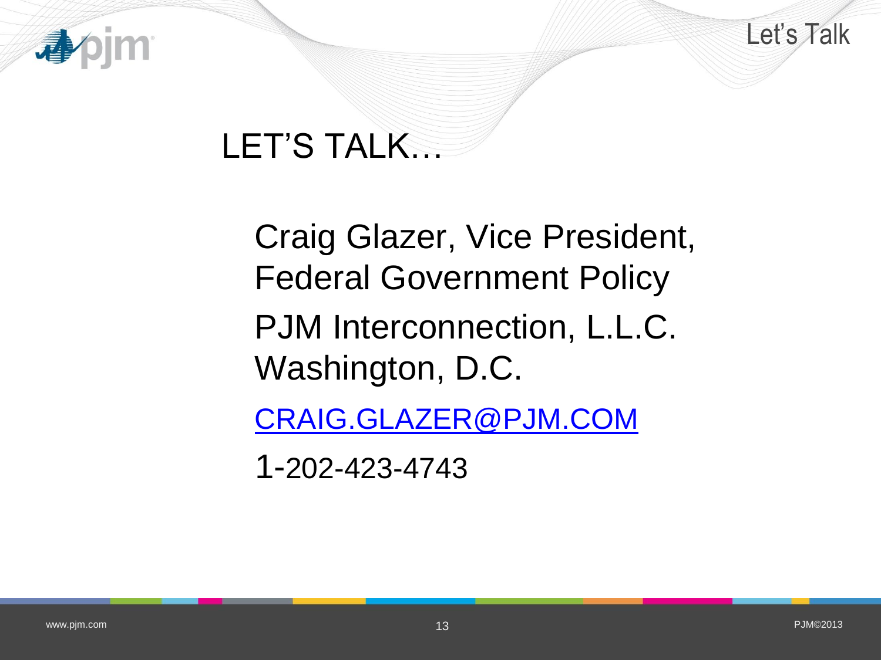# LET'S TALK…

Craig Glazer, Vice President, Federal Government Policy

PJM Interconnection, L.L.C. Washington, D.C.

CRAIG.GLAZER@PJM.COM

1-202-423-4743